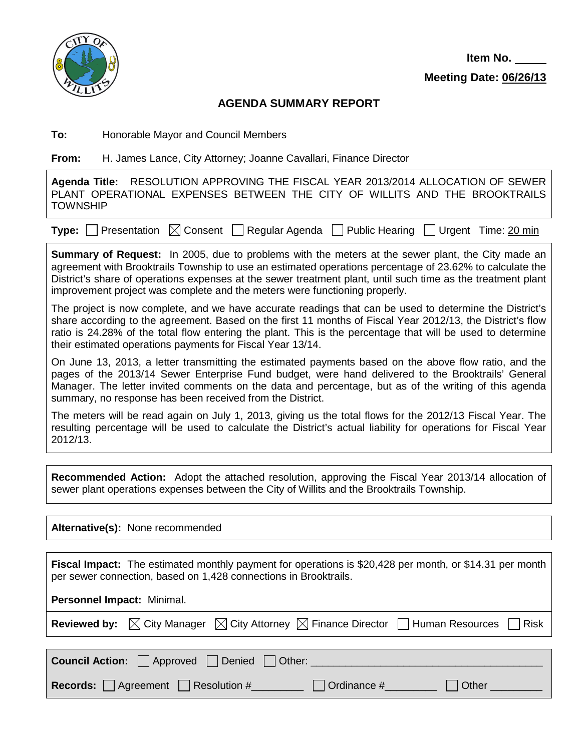Item No. _____

Meeting Date: 06/26/13

# AGENDA SUMMARY REPORT

**To:** Honorable Mayor and Council Members

**From:** H. James Lance, City Attorney; Joanne Cavallari, Finance Director

**Agenda Title:** RESOLUTION APPROVING THE FISCAL YEAR 2013/2014 ALLOCATION OF SEWER PLANT OPERATIONAL EXPENSES BETWEEN THE CITY OF WILLITS AND THE BROOKTRAILS TOWNSHIP

**Type:** ☐ Presentation ☒ Consent ☐ Regular Agenda ☐ Public Hearing ☐ Urgent Time: 20 min

**Summary of Request:** In 2005, due to problems with the meters at the sewer plant, the City made an agreement with Brooktrails Township to use an estimated operations percentage of 23.62% to calculate the District's share of operations expenses at the sewer treatment plant, until such time as the treatment plant improvement project was complete and the meters were functioning properly.

The project is now complete, and we have accurate readings that can be used to determine the District's share according to the agreement. Based on the first 11 months of Fiscal Year 2012/13, the District's flow ratio is 24.28% of the total flow entering the plant. This is the percentage that will be used to determine their estimated operations payments for Fiscal Year 13/14.

On June 13, 2013, a letter transmitting the estimated payments based on the above flow ratio, and the pages of the 2013/14 Sewer Enterprise Fund budget, were hand delivered to the Brooktrails' General Manager. The letter invited comments on the data and percentage, but as of the writing of this agenda summary, no response has been received from the District.

The meters will be read again on July 1, 2013, giving us the total flows for the 2012/13 Fiscal Year. The resulting percentage will be used to calculate the District's actual liability for operations for Fiscal Year 2012/13.

**Recommended Action:** Adopt the attached resolution, approving the Fiscal Year 2013/14 allocation of sewer plant operations expenses between the City of Willits and the Brooktrails Township.

**Alternative(s):** None recommended

**Fiscal Impact:** The estimated monthly payment for operations is $20,428 per month, or $14.31 per month per sewer connection, based on 1,428 connections in Brooktrails.

**Personnel Impact:** Minimal.

**Reviewed by:** ☒ City Manager ☒ City Attorney ☒ Finance Director ☐ Human Resources ☐ Risk

**Council Action:** ☐ Approved ☐ Denied ☐ Other: ______________________

**Records:** ☐ Agreement ☐ Resolution #________ ☐ Ordinance #________ ☐ Other ________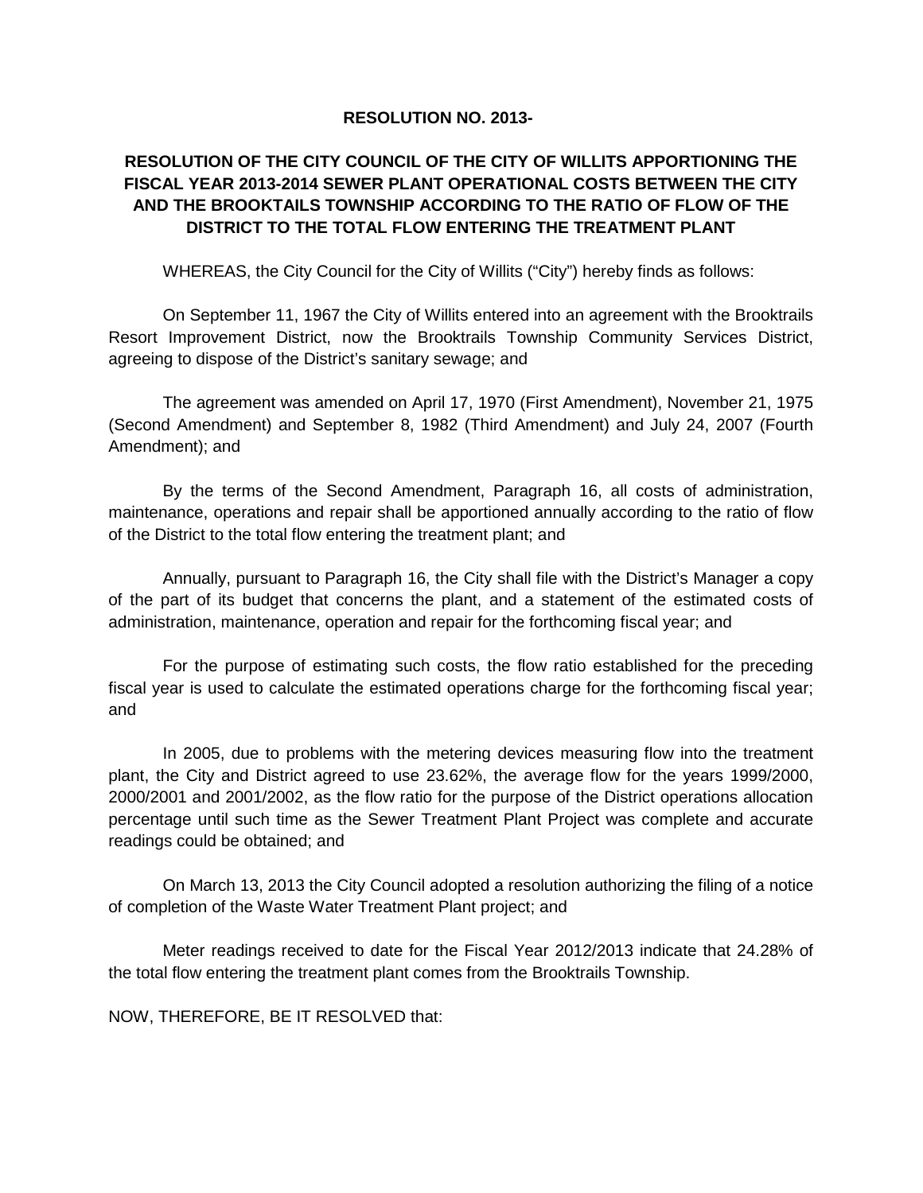**RESOLUTION NO. 2013-**

**RESOLUTION OF THE CITY COUNCIL OF THE CITY OF WILLITS APPORTIONING THE FISCAL YEAR 2013-2014 SEWER PLANT OPERATIONAL COSTS BETWEEN THE CITY AND THE BROOKTAILS TOWNSHIP ACCORDING TO THE RATIO OF FLOW OF THE DISTRICT TO THE TOTAL FLOW ENTERING THE TREATMENT PLANT**

WHEREAS, the City Council for the City of Willits ("City") hereby finds as follows:

On September 11, 1967 the City of Willits entered into an agreement with the Brooktrails Resort Improvement District, now the Brooktrails Township Community Services District, agreeing to dispose of the District's sanitary sewage; and

The agreement was amended on April 17, 1970 (First Amendment), November 21, 1975 (Second Amendment) and September 8, 1982 (Third Amendment) and July 24, 2007 (Fourth Amendment); and

By the terms of the Second Amendment, Paragraph 16, all costs of administration, maintenance, operations and repair shall be apportioned annually according to the ratio of flow of the District to the total flow entering the treatment plant; and

Annually, pursuant to Paragraph 16, the City shall file with the District's Manager a copy of the part of its budget that concerns the plant, and a statement of the estimated costs of administration, maintenance, operation and repair for the forthcoming fiscal year; and

For the purpose of estimating such costs, the flow ratio established for the preceding fiscal year is used to calculate the estimated operations charge for the forthcoming fiscal year; and

In 2005, due to problems with the metering devices measuring flow into the treatment plant, the City and District agreed to use 23.62%, the average flow for the years 1999/2000, 2000/2001 and 2001/2002, as the flow ratio for the purpose of the District operations allocation percentage until such time as the Sewer Treatment Plant Project was complete and accurate readings could be obtained; and

On March 13, 2013 the City Council adopted a resolution authorizing the filing of a notice of completion of the Waste Water Treatment Plant project; and

Meter readings received to date for the Fiscal Year 2012/2013 indicate that 24.28% of the total flow entering the treatment plant comes from the Brooktrails Township.

NOW, THEREFORE, BE IT RESOLVED that: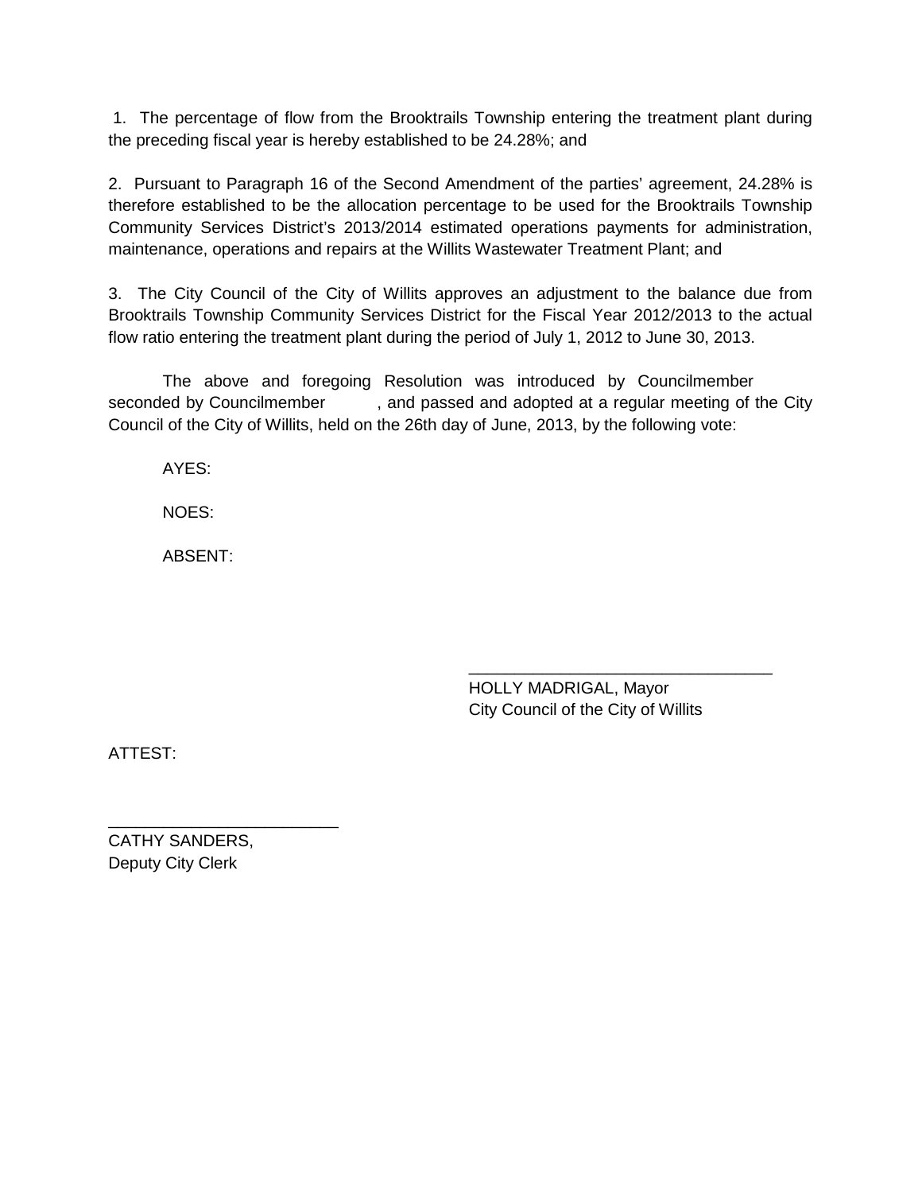1. The percentage of flow from the Brooktrails Township entering the treatment plant during the preceding fiscal year is hereby established to be 24.28%; and

2. Pursuant to Paragraph 16 of the Second Amendment of the parties' agreement, 24.28% is therefore established to be the allocation percentage to be used for the Brooktrails Township Community Services District's 2013/2014 estimated operations payments for administration, maintenance, operations and repairs at the Willits Wastewater Treatment Plant; and

3. The City Council of the City of Willits approves an adjustment to the balance due from Brooktrails Township Community Services District for the Fiscal Year 2012/2013 to the actual flow ratio entering the treatment plant during the period of July 1, 2012 to June 30, 2013.

The above and foregoing Resolution was introduced by Councilmember seconded by Councilmember , and passed and adopted at a regular meeting of the City Council of the City of Willits, held on the 26th day of June, 2013, by the following vote:

AYES:

NOES:

ABSENT:

\_\_\_\_\_\_\_\_\_\_\_\_\_\_\_\_\_\_\_\_\_\_\_\_\_\_\_\_\_\_\_\_\_\_
HOLLY MADRIGAL, Mayor
City Council of the City of Willits

ATTEST:

\_\_\_\_\_\_\_\_\_\_\_\_\_\_\_\_\_\_\_\_\_\_\_\_\_\_
CATHY SANDERS,
Deputy City Clerk